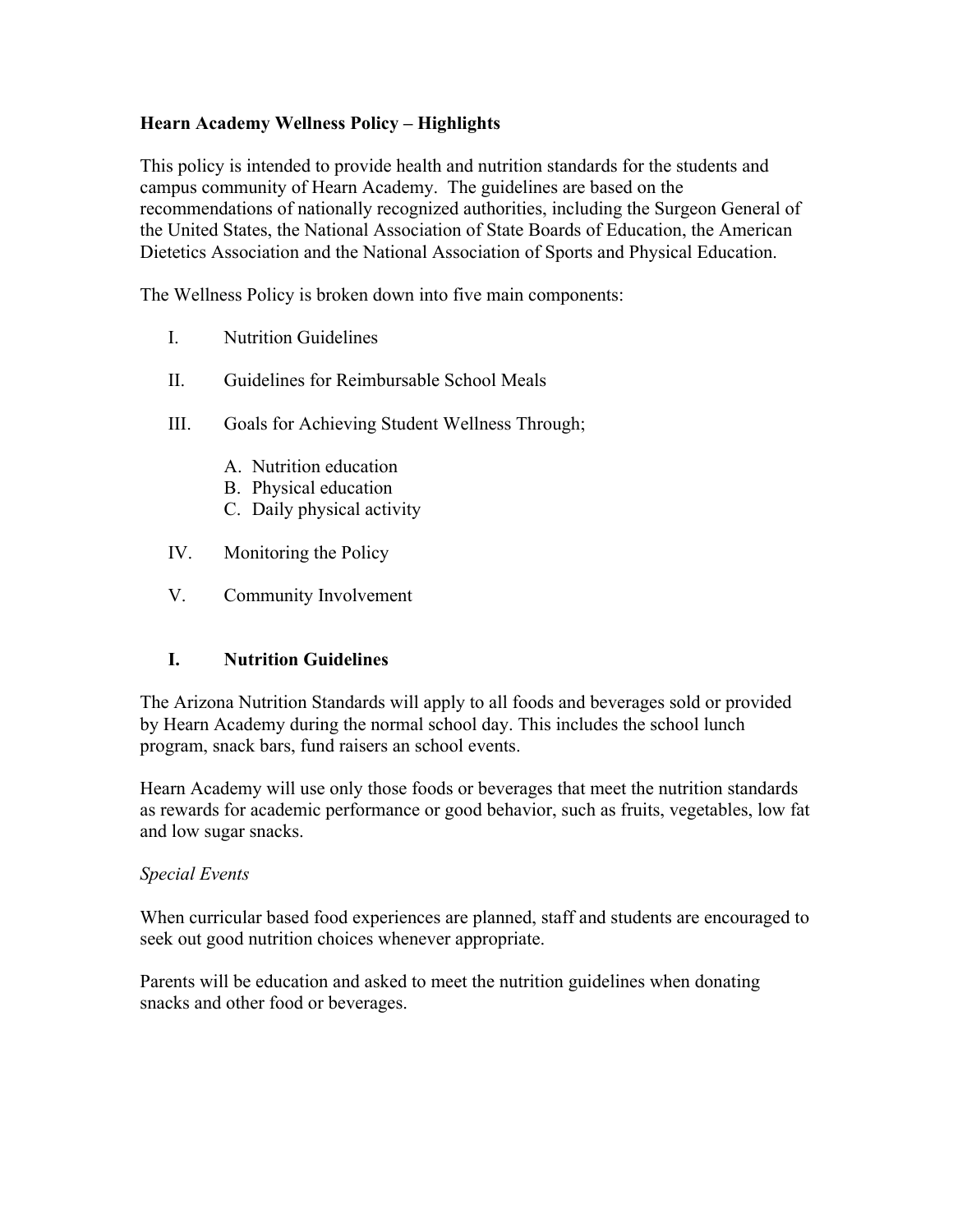**Hearn Academy Wellness Policy – Highlights**

This policy is intended to provide health and nutrition standards for the students and campus community of Hearn Academy. The guidelines are based on the recommendations of nationally recognized authorities, including the Surgeon General of the United States, the National Association of State Boards of Education, the American Dietetics Association and the National Association of Sports and Physical Education.

The Wellness Policy is broken down into five main components:

I. Nutrition Guidelines

II. Guidelines for Reimbursable School Meals

III. Goals for Achieving Student Wellness Through;

   A. Nutrition education
   B. Physical education
   C. Daily physical activity

IV. Monitoring the Policy

V. Community Involvement

## I. Nutrition Guidelines

The Arizona Nutrition Standards will apply to all foods and beverages sold or provided by Hearn Academy during the normal school day. This includes the school lunch program, snack bars, fund raisers an school events.

Hearn Academy will use only those foods or beverages that meet the nutrition standards as rewards for academic performance or good behavior, such as fruits, vegetables, low fat and low sugar snacks.

*Special Events*

When curricular based food experiences are planned, staff and students are encouraged to seek out good nutrition choices whenever appropriate.

Parents will be education and asked to meet the nutrition guidelines when donating snacks and other food or beverages.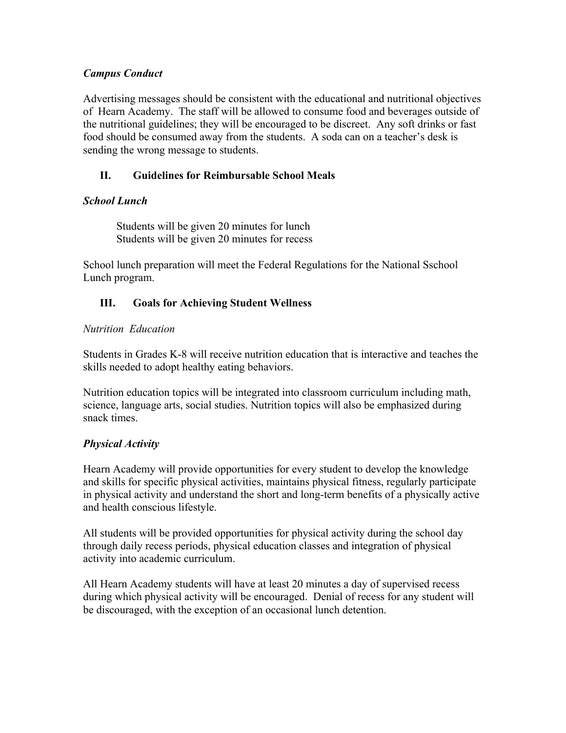### *Campus Conduct*

Advertising messages should be consistent with the educational and nutritional objectives of Hearn Academy. The staff will be allowed to consume food and beverages outside of the nutritional guidelines; they will be encouraged to be discreet. Any soft drinks or fast food should be consumed away from the students. A soda can on a teacher's desk is sending the wrong message to students.

## II. Guidelines for Reimbursable School Meals

### *School Lunch*

Students will be given 20 minutes for lunch
Students will be given 20 minutes for recess

School lunch preparation will meet the Federal Regulations for the National Sschool Lunch program.

## III. Goals for Achieving Student Wellness

### *Nutrition Education*

Students in Grades K-8 will receive nutrition education that is interactive and teaches the skills needed to adopt healthy eating behaviors.

Nutrition education topics will be integrated into classroom curriculum including math, science, language arts, social studies. Nutrition topics will also be emphasized during snack times.

### *Physical Activity*

Hearn Academy will provide opportunities for every student to develop the knowledge and skills for specific physical activities, maintains physical fitness, regularly participate in physical activity and understand the short and long-term benefits of a physically active and health conscious lifestyle.

All students will be provided opportunities for physical activity during the school day through daily recess periods, physical education classes and integration of physical activity into academic curriculum.

All Hearn Academy students will have at least 20 minutes a day of supervised recess during which physical activity will be encouraged. Denial of recess for any student will be discouraged, with the exception of an occasional lunch detention.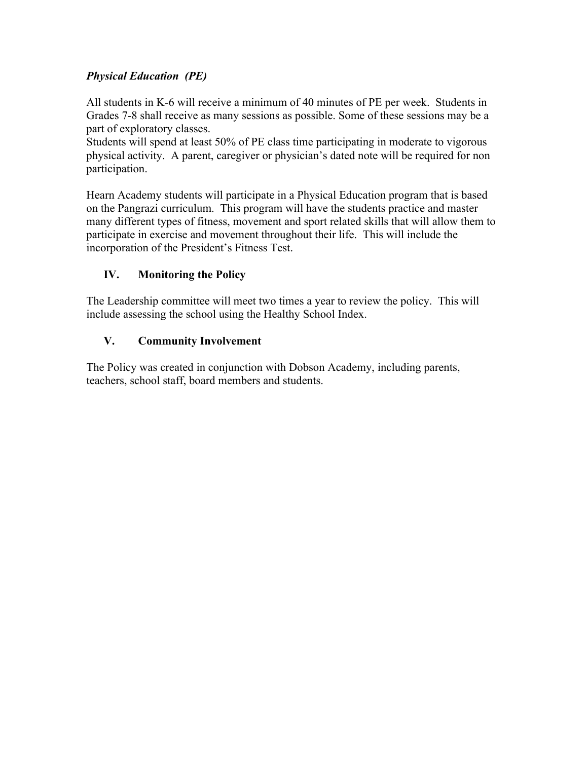***Physical Education (PE)***

All students in K-6 will receive a minimum of 40 minutes of PE per week. Students in Grades 7-8 shall receive as many sessions as possible. Some of these sessions may be a part of exploratory classes.
Students will spend at least 50% of PE class time participating in moderate to vigorous physical activity. A parent, caregiver or physician's dated note will be required for non participation.

Hearn Academy students will participate in a Physical Education program that is based on the Pangrazi curriculum. This program will have the students practice and master many different types of fitness, movement and sport related skills that will allow them to participate in exercise and movement throughout their life. This will include the incorporation of the President's Fitness Test.

## IV. Monitoring the Policy

The Leadership committee will meet two times a year to review the policy. This will include assessing the school using the Healthy School Index.

## V. Community Involvement

The Policy was created in conjunction with Dobson Academy, including parents, teachers, school staff, board members and students.